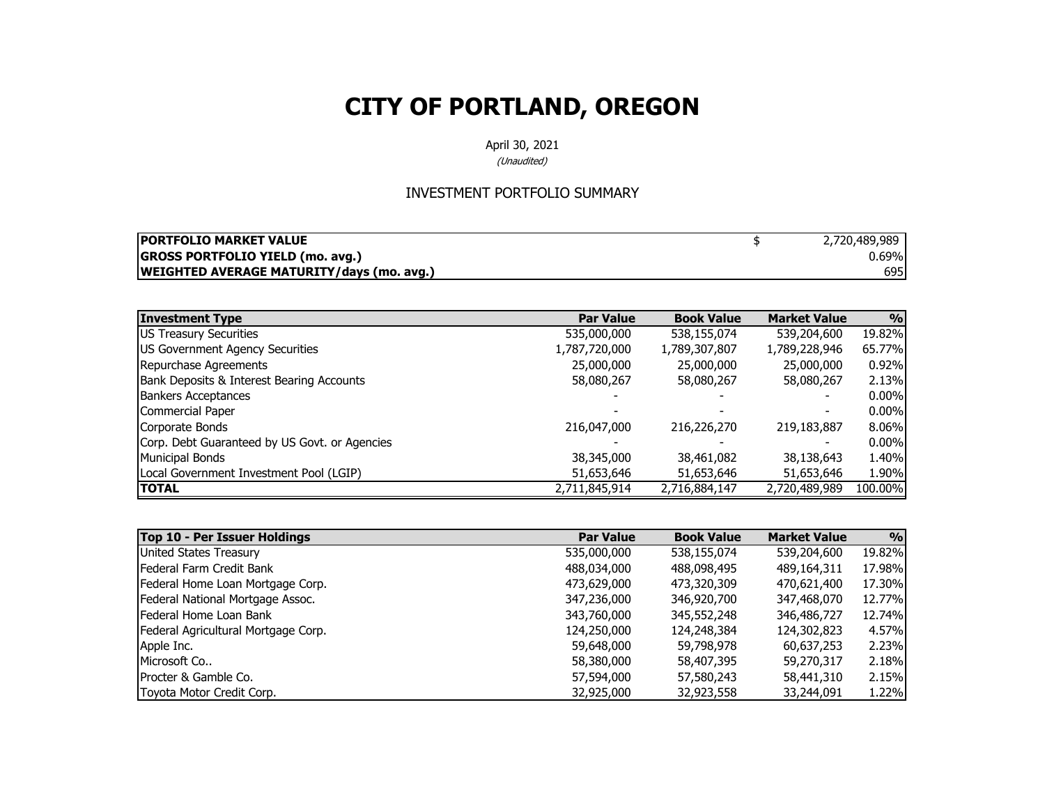# CITY OF PORTLAND, OREGON

April 30, 2021

*(Unaudited)*

## INVESTMENT PORTFOLIO SUMMARY

| | | |
|---|---|---|
| **PORTFOLIO MARKET VALUE** | $ | 2,720,489,989 |
| **GROSS PORTFOLIO YIELD (mo. avg.)** | | 0.69% |
| **WEIGHTED AVERAGE MATURITY/days (mo. avg.)** | | 695 |

| Investment Type | Par Value | Book Value | Market Value | % |
|---|---|---|---|---|
| US Treasury Securities | 535,000,000 | 538,155,074 | 539,204,600 | 19.82% |
| US Government Agency Securities | 1,787,720,000 | 1,789,307,807 | 1,789,228,946 | 65.77% |
| Repurchase Agreements | 25,000,000 | 25,000,000 | 25,000,000 | 0.92% |
| Bank Deposits & Interest Bearing Accounts | 58,080,267 | 58,080,267 | 58,080,267 | 2.13% |
| Bankers Acceptances | - | - | - | 0.00% |
| Commercial Paper | - | - | - | 0.00% |
| Corporate Bonds | 216,047,000 | 216,226,270 | 219,183,887 | 8.06% |
| Corp. Debt Guaranteed by US Govt. or Agencies | - | - | - | 0.00% |
| Municipal Bonds | 38,345,000 | 38,461,082 | 38,138,643 | 1.40% |
| Local Government Investment Pool (LGIP) | 51,653,646 | 51,653,646 | 51,653,646 | 1.90% |
| **TOTAL** | 2,711,845,914 | 2,716,884,147 | 2,720,489,989 | 100.00% |

| Top 10 - Per Issuer Holdings | Par Value | Book Value | Market Value | % |
|---|---|---|---|---|
| United States Treasury | 535,000,000 | 538,155,074 | 539,204,600 | 19.82% |
| Federal Farm Credit Bank | 488,034,000 | 488,098,495 | 489,164,311 | 17.98% |
| Federal Home Loan Mortgage Corp. | 473,629,000 | 473,320,309 | 470,621,400 | 17.30% |
| Federal National Mortgage Assoc. | 347,236,000 | 346,920,700 | 347,468,070 | 12.77% |
| Federal Home Loan Bank | 343,760,000 | 345,552,248 | 346,486,727 | 12.74% |
| Federal Agricultural Mortgage Corp. | 124,250,000 | 124,248,384 | 124,302,823 | 4.57% |
| Apple Inc. | 59,648,000 | 59,798,978 | 60,637,253 | 2.23% |
| Microsoft Co.. | 58,380,000 | 58,407,395 | 59,270,317 | 2.18% |
| Procter & Gamble Co. | 57,594,000 | 57,580,243 | 58,441,310 | 2.15% |
| Toyota Motor Credit Corp. | 32,925,000 | 32,923,558 | 33,244,091 | 1.22% |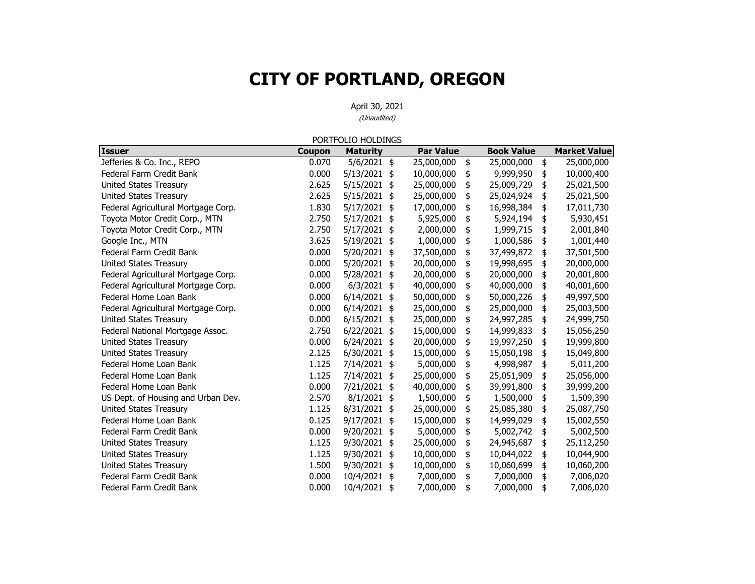# CITY OF PORTLAND, OREGON

April 30, 2021

*(Unaudited)*

PORTFOLIO HOLDINGS

| Issuer | Coupon | Maturity | Par Value | Book Value | Market Value |
|---|---|---|---|---|---|
| Jefferies & Co. Inc., REPO | 0.070 | 5/6/2021 | $ 25,000,000 | $ 25,000,000 | $ 25,000,000 |
| Federal Farm Credit Bank | 0.000 | 5/13/2021 | $ 10,000,000 | $ 9,999,950 | $ 10,000,400 |
| United States Treasury | 2.625 | 5/15/2021 | $ 25,000,000 | $ 25,009,729 | $ 25,021,500 |
| United States Treasury | 2.625 | 5/15/2021 | $ 25,000,000 | $ 25,024,924 | $ 25,021,500 |
| Federal Agricultural Mortgage Corp. | 1.830 | 5/17/2021 | $ 17,000,000 | $ 16,998,384 | $ 17,011,730 |
| Toyota Motor Credit Corp., MTN | 2.750 | 5/17/2021 | $ 5,925,000 | $ 5,924,194 | $ 5,930,451 |
| Toyota Motor Credit Corp., MTN | 2.750 | 5/17/2021 | $ 2,000,000 | $ 1,999,715 | $ 2,001,840 |
| Google Inc., MTN | 3.625 | 5/19/2021 | $ 1,000,000 | $ 1,000,586 | $ 1,001,440 |
| Federal Farm Credit Bank | 0.000 | 5/20/2021 | $ 37,500,000 | $ 37,499,872 | $ 37,501,500 |
| United States Treasury | 0.000 | 5/20/2021 | $ 20,000,000 | $ 19,998,695 | $ 20,000,000 |
| Federal Agricultural Mortgage Corp. | 0.000 | 5/28/2021 | $ 20,000,000 | $ 20,000,000 | $ 20,001,800 |
| Federal Agricultural Mortgage Corp. | 0.000 | 6/3/2021 | $ 40,000,000 | $ 40,000,000 | $ 40,001,600 |
| Federal Home Loan Bank | 0.000 | 6/14/2021 | $ 50,000,000 | $ 50,000,226 | $ 49,997,500 |
| Federal Agricultural Mortgage Corp. | 0.000 | 6/14/2021 | $ 25,000,000 | $ 25,000,000 | $ 25,003,500 |
| United States Treasury | 0.000 | 6/15/2021 | $ 25,000,000 | $ 24,997,285 | $ 24,999,750 |
| Federal National Mortgage Assoc. | 2.750 | 6/22/2021 | $ 15,000,000 | $ 14,999,833 | $ 15,056,250 |
| United States Treasury | 0.000 | 6/24/2021 | $ 20,000,000 | $ 19,997,250 | $ 19,999,800 |
| United States Treasury | 2.125 | 6/30/2021 | $ 15,000,000 | $ 15,050,198 | $ 15,049,800 |
| Federal Home Loan Bank | 1.125 | 7/14/2021 | $ 5,000,000 | $ 4,998,987 | $ 5,011,200 |
| Federal Home Loan Bank | 1.125 | 7/14/2021 | $ 25,000,000 | $ 25,051,909 | $ 25,056,000 |
| Federal Home Loan Bank | 0.000 | 7/21/2021 | $ 40,000,000 | $ 39,991,800 | $ 39,999,200 |
| US Dept. of Housing and Urban Dev. | 2.570 | 8/1/2021 | $ 1,500,000 | $ 1,500,000 | $ 1,509,390 |
| United States Treasury | 1.125 | 8/31/2021 | $ 25,000,000 | $ 25,085,380 | $ 25,087,750 |
| Federal Home Loan Bank | 0.125 | 9/17/2021 | $ 15,000,000 | $ 14,999,029 | $ 15,002,550 |
| Federal Farm Credit Bank | 0.000 | 9/20/2021 | $ 5,000,000 | $ 5,002,742 | $ 5,002,500 |
| United States Treasury | 1.125 | 9/30/2021 | $ 25,000,000 | $ 24,945,687 | $ 25,112,250 |
| United States Treasury | 1.125 | 9/30/2021 | $ 10,000,000 | $ 10,044,022 | $ 10,044,900 |
| United States Treasury | 1.500 | 9/30/2021 | $ 10,000,000 | $ 10,060,699 | $ 10,060,200 |
| Federal Farm Credit Bank | 0.000 | 10/4/2021 | $ 7,000,000 | $ 7,000,000 | $ 7,006,020 |
| Federal Farm Credit Bank | 0.000 | 10/4/2021 | $ 7,000,000 | $ 7,000,000 | $ 7,006,020 |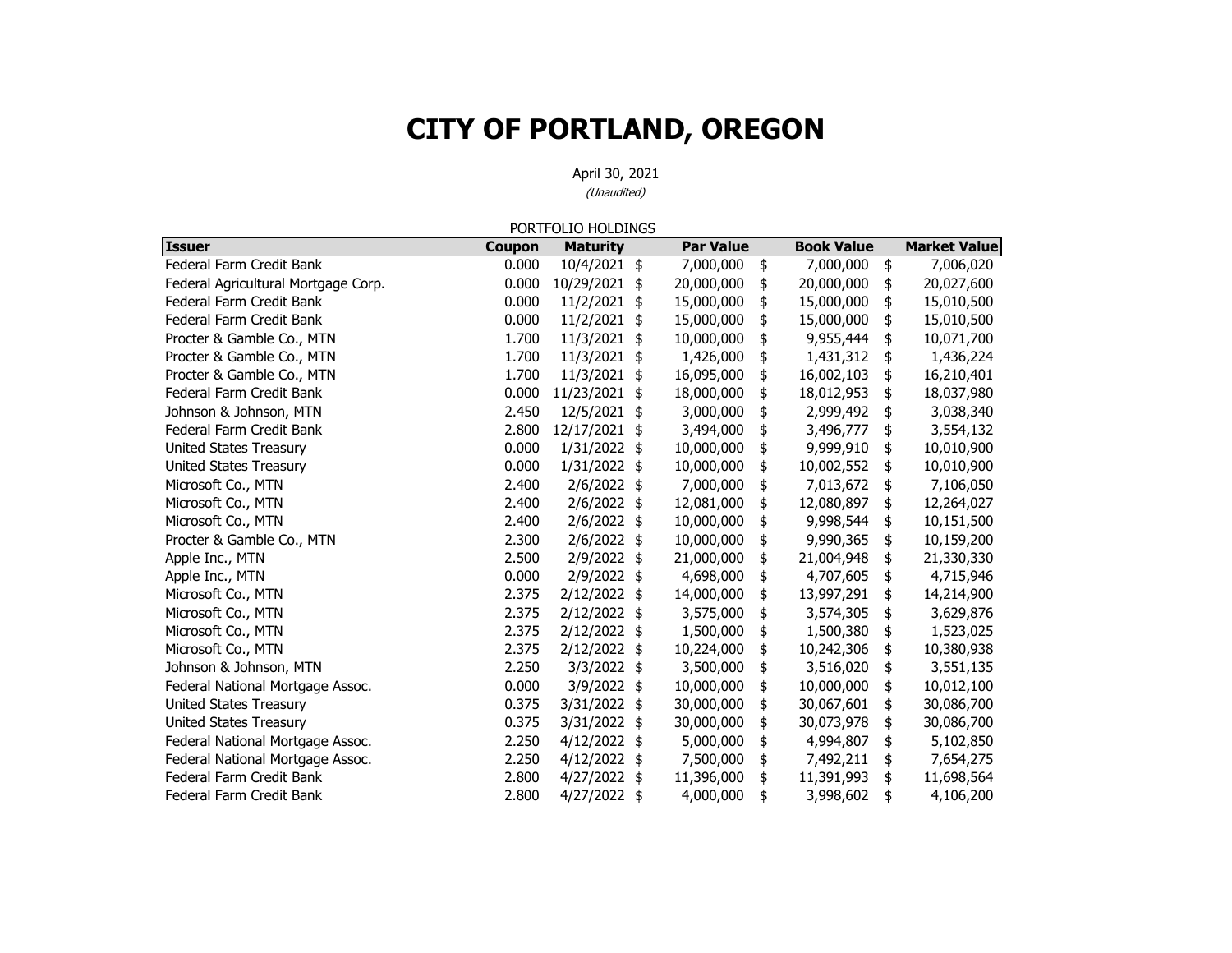# CITY OF PORTLAND, OREGON

April 30, 2021

*(Unaudited)*

PORTFOLIO HOLDINGS

| Issuer | Coupon | Maturity | Par Value | Book Value | Market Value |
|---|---|---|---|---|---|
| Federal Farm Credit Bank | 0.000 | 10/4/2021 | $ 7,000,000 | $ 7,000,000 | $ 7,006,020 |
| Federal Agricultural Mortgage Corp. | 0.000 | 10/29/2021 | $ 20,000,000 | $ 20,000,000 | $ 20,027,600 |
| Federal Farm Credit Bank | 0.000 | 11/2/2021 | $ 15,000,000 | $ 15,000,000 | $ 15,010,500 |
| Federal Farm Credit Bank | 0.000 | 11/2/2021 | $ 15,000,000 | $ 15,000,000 | $ 15,010,500 |
| Procter & Gamble Co., MTN | 1.700 | 11/3/2021 | $ 10,000,000 | $ 9,955,444 | $ 10,071,700 |
| Procter & Gamble Co., MTN | 1.700 | 11/3/2021 | $ 1,426,000 | $ 1,431,312 | $ 1,436,224 |
| Procter & Gamble Co., MTN | 1.700 | 11/3/2021 | $ 16,095,000 | $ 16,002,103 | $ 16,210,401 |
| Federal Farm Credit Bank | 0.000 | 11/23/2021 | $ 18,000,000 | $ 18,012,953 | $ 18,037,980 |
| Johnson & Johnson, MTN | 2.450 | 12/5/2021 | $ 3,000,000 | $ 2,999,492 | $ 3,038,340 |
| Federal Farm Credit Bank | 2.800 | 12/17/2021 | $ 3,494,000 | $ 3,496,777 | $ 3,554,132 |
| United States Treasury | 0.000 | 1/31/2022 | $ 10,000,000 | $ 9,999,910 | $ 10,010,900 |
| United States Treasury | 0.000 | 1/31/2022 | $ 10,000,000 | $ 10,002,552 | $ 10,010,900 |
| Microsoft Co., MTN | 2.400 | 2/6/2022 | $ 7,000,000 | $ 7,013,672 | $ 7,106,050 |
| Microsoft Co., MTN | 2.400 | 2/6/2022 | $ 12,081,000 | $ 12,080,897 | $ 12,264,027 |
| Microsoft Co., MTN | 2.400 | 2/6/2022 | $ 10,000,000 | $ 9,998,544 | $ 10,151,500 |
| Procter & Gamble Co., MTN | 2.300 | 2/6/2022 | $ 10,000,000 | $ 9,990,365 | $ 10,159,200 |
| Apple Inc., MTN | 2.500 | 2/9/2022 | $ 21,000,000 | $ 21,004,948 | $ 21,330,330 |
| Apple Inc., MTN | 0.000 | 2/9/2022 | $ 4,698,000 | $ 4,707,605 | $ 4,715,946 |
| Microsoft Co., MTN | 2.375 | 2/12/2022 | $ 14,000,000 | $ 13,997,291 | $ 14,214,900 |
| Microsoft Co., MTN | 2.375 | 2/12/2022 | $ 3,575,000 | $ 3,574,305 | $ 3,629,876 |
| Microsoft Co., MTN | 2.375 | 2/12/2022 | $ 1,500,000 | $ 1,500,380 | $ 1,523,025 |
| Microsoft Co., MTN | 2.375 | 2/12/2022 | $ 10,224,000 | $ 10,242,306 | $ 10,380,938 |
| Johnson & Johnson, MTN | 2.250 | 3/3/2022 | $ 3,500,000 | $ 3,516,020 | $ 3,551,135 |
| Federal National Mortgage Assoc. | 0.000 | 3/9/2022 | $ 10,000,000 | $ 10,000,000 | $ 10,012,100 |
| United States Treasury | 0.375 | 3/31/2022 | $ 30,000,000 | $ 30,067,601 | $ 30,086,700 |
| United States Treasury | 0.375 | 3/31/2022 | $ 30,000,000 | $ 30,073,978 | $ 30,086,700 |
| Federal National Mortgage Assoc. | 2.250 | 4/12/2022 | $ 5,000,000 | $ 4,994,807 | $ 5,102,850 |
| Federal National Mortgage Assoc. | 2.250 | 4/12/2022 | $ 7,500,000 | $ 7,492,211 | $ 7,654,275 |
| Federal Farm Credit Bank | 2.800 | 4/27/2022 | $ 11,396,000 | $ 11,391,993 | $ 11,698,564 |
| Federal Farm Credit Bank | 2.800 | 4/27/2022 | $ 4,000,000 | $ 3,998,602 | $ 4,106,200 |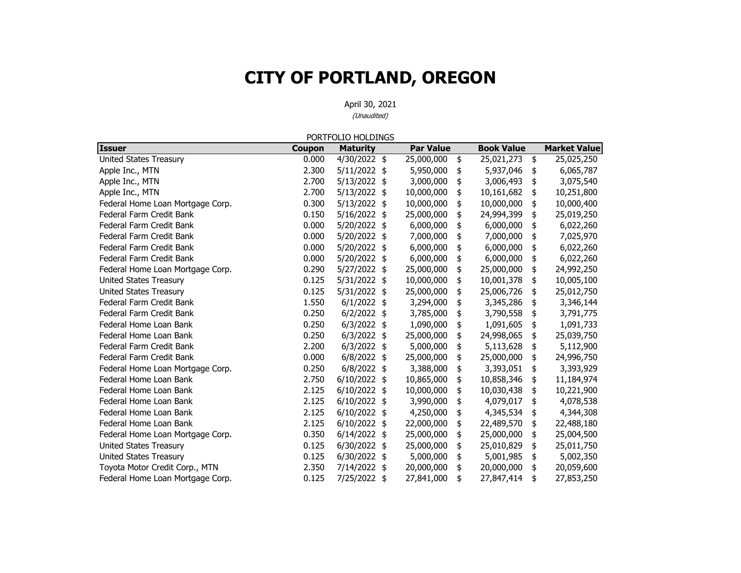# CITY OF PORTLAND, OREGON

April 30, 2021

*(Unaudited)*

PORTFOLIO HOLDINGS

| Issuer | Coupon | Maturity | Par Value | Book Value | Market Value |
|---|---|---|---|---|---|
| United States Treasury | 0.000 | 4/30/2022 | $ 25,000,000 | $ 25,021,273 | $ 25,025,250 |
| Apple Inc., MTN | 2.300 | 5/11/2022 | $ 5,950,000 | $ 5,937,046 | $ 6,065,787 |
| Apple Inc., MTN | 2.700 | 5/13/2022 | $ 3,000,000 | $ 3,006,493 | $ 3,075,540 |
| Apple Inc., MTN | 2.700 | 5/13/2022 | $ 10,000,000 | $ 10,161,682 | $ 10,251,800 |
| Federal Home Loan Mortgage Corp. | 0.300 | 5/13/2022 | $ 10,000,000 | $ 10,000,000 | $ 10,000,400 |
| Federal Farm Credit Bank | 0.150 | 5/16/2022 | $ 25,000,000 | $ 24,994,399 | $ 25,019,250 |
| Federal Farm Credit Bank | 0.000 | 5/20/2022 | $ 6,000,000 | $ 6,000,000 | $ 6,022,260 |
| Federal Farm Credit Bank | 0.000 | 5/20/2022 | $ 7,000,000 | $ 7,000,000 | $ 7,025,970 |
| Federal Farm Credit Bank | 0.000 | 5/20/2022 | $ 6,000,000 | $ 6,000,000 | $ 6,022,260 |
| Federal Farm Credit Bank | 0.000 | 5/20/2022 | $ 6,000,000 | $ 6,000,000 | $ 6,022,260 |
| Federal Home Loan Mortgage Corp. | 0.290 | 5/27/2022 | $ 25,000,000 | $ 25,000,000 | $ 24,992,250 |
| United States Treasury | 0.125 | 5/31/2022 | $ 10,000,000 | $ 10,001,378 | $ 10,005,100 |
| United States Treasury | 0.125 | 5/31/2022 | $ 25,000,000 | $ 25,006,726 | $ 25,012,750 |
| Federal Farm Credit Bank | 1.550 | 6/1/2022 | $ 3,294,000 | $ 3,345,286 | $ 3,346,144 |
| Federal Farm Credit Bank | 0.250 | 6/2/2022 | $ 3,785,000 | $ 3,790,558 | $ 3,791,775 |
| Federal Home Loan Bank | 0.250 | 6/3/2022 | $ 1,090,000 | $ 1,091,605 | $ 1,091,733 |
| Federal Home Loan Bank | 0.250 | 6/3/2022 | $ 25,000,000 | $ 24,998,065 | $ 25,039,750 |
| Federal Farm Credit Bank | 2.200 | 6/3/2022 | $ 5,000,000 | $ 5,113,628 | $ 5,112,900 |
| Federal Farm Credit Bank | 0.000 | 6/8/2022 | $ 25,000,000 | $ 25,000,000 | $ 24,996,750 |
| Federal Home Loan Mortgage Corp. | 0.250 | 6/8/2022 | $ 3,388,000 | $ 3,393,051 | $ 3,393,929 |
| Federal Home Loan Bank | 2.750 | 6/10/2022 | $ 10,865,000 | $ 10,858,346 | $ 11,184,974 |
| Federal Home Loan Bank | 2.125 | 6/10/2022 | $ 10,000,000 | $ 10,030,438 | $ 10,221,900 |
| Federal Home Loan Bank | 2.125 | 6/10/2022 | $ 3,990,000 | $ 4,079,017 | $ 4,078,538 |
| Federal Home Loan Bank | 2.125 | 6/10/2022 | $ 4,250,000 | $ 4,345,534 | $ 4,344,308 |
| Federal Home Loan Bank | 2.125 | 6/10/2022 | $ 22,000,000 | $ 22,489,570 | $ 22,488,180 |
| Federal Home Loan Mortgage Corp. | 0.350 | 6/14/2022 | $ 25,000,000 | $ 25,000,000 | $ 25,004,500 |
| United States Treasury | 0.125 | 6/30/2022 | $ 25,000,000 | $ 25,010,829 | $ 25,011,750 |
| United States Treasury | 0.125 | 6/30/2022 | $ 5,000,000 | $ 5,001,985 | $ 5,002,350 |
| Toyota Motor Credit Corp., MTN | 2.350 | 7/14/2022 | $ 20,000,000 | $ 20,000,000 | $ 20,059,600 |
| Federal Home Loan Mortgage Corp. | 0.125 | 7/25/2022 | $ 27,841,000 | $ 27,847,414 | $ 27,853,250 |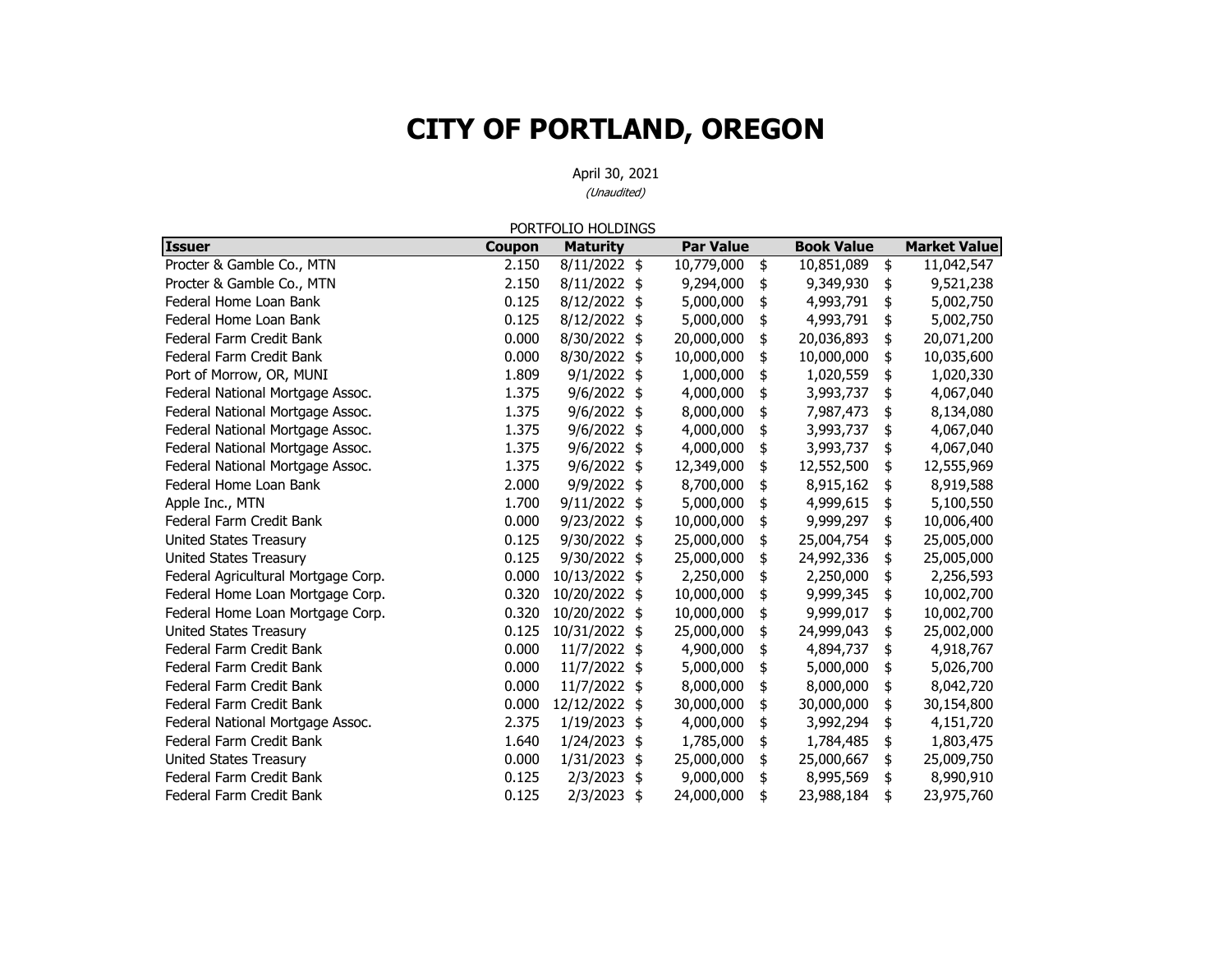# CITY OF PORTLAND, OREGON

April 30, 2021

*(Unaudited)*

PORTFOLIO HOLDINGS

| Issuer | Coupon | Maturity | Par Value | Book Value | Market Value |
|---|---|---|---|---|---|
| Procter & Gamble Co., MTN | 2.150 | 8/11/2022 | $ 10,779,000 | $ 10,851,089 | $ 11,042,547 |
| Procter & Gamble Co., MTN | 2.150 | 8/11/2022 | $ 9,294,000 | $ 9,349,930 | $ 9,521,238 |
| Federal Home Loan Bank | 0.125 | 8/12/2022 | $ 5,000,000 | $ 4,993,791 | $ 5,002,750 |
| Federal Home Loan Bank | 0.125 | 8/12/2022 | $ 5,000,000 | $ 4,993,791 | $ 5,002,750 |
| Federal Farm Credit Bank | 0.000 | 8/30/2022 | $ 20,000,000 | $ 20,036,893 | $ 20,071,200 |
| Federal Farm Credit Bank | 0.000 | 8/30/2022 | $ 10,000,000 | $ 10,000,000 | $ 10,035,600 |
| Port of Morrow, OR, MUNI | 1.809 | 9/1/2022 | $ 1,000,000 | $ 1,020,559 | $ 1,020,330 |
| Federal National Mortgage Assoc. | 1.375 | 9/6/2022 | $ 4,000,000 | $ 3,993,737 | $ 4,067,040 |
| Federal National Mortgage Assoc. | 1.375 | 9/6/2022 | $ 8,000,000 | $ 7,987,473 | $ 8,134,080 |
| Federal National Mortgage Assoc. | 1.375 | 9/6/2022 | $ 4,000,000 | $ 3,993,737 | $ 4,067,040 |
| Federal National Mortgage Assoc. | 1.375 | 9/6/2022 | $ 4,000,000 | $ 3,993,737 | $ 4,067,040 |
| Federal National Mortgage Assoc. | 1.375 | 9/6/2022 | $ 12,349,000 | $ 12,552,500 | $ 12,555,969 |
| Federal Home Loan Bank | 2.000 | 9/9/2022 | $ 8,700,000 | $ 8,915,162 | $ 8,919,588 |
| Apple Inc., MTN | 1.700 | 9/11/2022 | $ 5,000,000 | $ 4,999,615 | $ 5,100,550 |
| Federal Farm Credit Bank | 0.000 | 9/23/2022 | $ 10,000,000 | $ 9,999,297 | $ 10,006,400 |
| United States Treasury | 0.125 | 9/30/2022 | $ 25,000,000 | $ 25,004,754 | $ 25,005,000 |
| United States Treasury | 0.125 | 9/30/2022 | $ 25,000,000 | $ 24,992,336 | $ 25,005,000 |
| Federal Agricultural Mortgage Corp. | 0.000 | 10/13/2022 | $ 2,250,000 | $ 2,250,000 | $ 2,256,593 |
| Federal Home Loan Mortgage Corp. | 0.320 | 10/20/2022 | $ 10,000,000 | $ 9,999,345 | $ 10,002,700 |
| Federal Home Loan Mortgage Corp. | 0.320 | 10/20/2022 | $ 10,000,000 | $ 9,999,017 | $ 10,002,700 |
| United States Treasury | 0.125 | 10/31/2022 | $ 25,000,000 | $ 24,999,043 | $ 25,002,000 |
| Federal Farm Credit Bank | 0.000 | 11/7/2022 | $ 4,900,000 | $ 4,894,737 | $ 4,918,767 |
| Federal Farm Credit Bank | 0.000 | 11/7/2022 | $ 5,000,000 | $ 5,000,000 | $ 5,026,700 |
| Federal Farm Credit Bank | 0.000 | 11/7/2022 | $ 8,000,000 | $ 8,000,000 | $ 8,042,720 |
| Federal Farm Credit Bank | 0.000 | 12/12/2022 | $ 30,000,000 | $ 30,000,000 | $ 30,154,800 |
| Federal National Mortgage Assoc. | 2.375 | 1/19/2023 | $ 4,000,000 | $ 3,992,294 | $ 4,151,720 |
| Federal Farm Credit Bank | 1.640 | 1/24/2023 | $ 1,785,000 | $ 1,784,485 | $ 1,803,475 |
| United States Treasury | 0.000 | 1/31/2023 | $ 25,000,000 | $ 25,000,667 | $ 25,009,750 |
| Federal Farm Credit Bank | 0.125 | 2/3/2023 | $ 9,000,000 | $ 8,995,569 | $ 8,990,910 |
| Federal Farm Credit Bank | 0.125 | 2/3/2023 | $ 24,000,000 | $ 23,988,184 | $ 23,975,760 |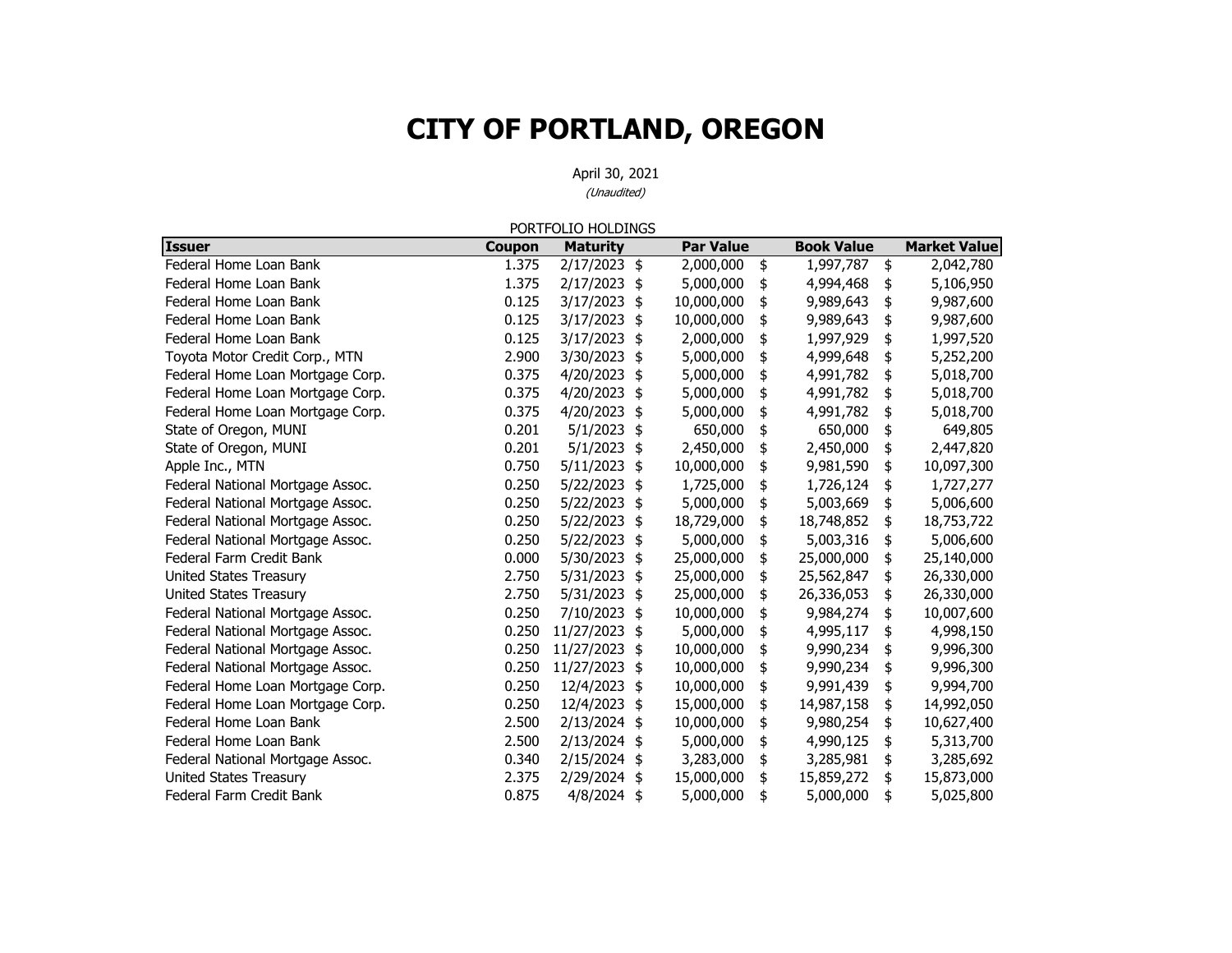# CITY OF PORTLAND, OREGON

April 30, 2021

*(Unaudited)*

PORTFOLIO HOLDINGS

| Issuer | Coupon | Maturity | Par Value | Book Value | Market Value |
|---|---|---|---|---|---|
| Federal Home Loan Bank | 1.375 | 2/17/2023 | $ 2,000,000 | $ 1,997,787 | $ 2,042,780 |
| Federal Home Loan Bank | 1.375 | 2/17/2023 | $ 5,000,000 | $ 4,994,468 | $ 5,106,950 |
| Federal Home Loan Bank | 0.125 | 3/17/2023 | $ 10,000,000 | $ 9,989,643 | $ 9,987,600 |
| Federal Home Loan Bank | 0.125 | 3/17/2023 | $ 10,000,000 | $ 9,989,643 | $ 9,987,600 |
| Federal Home Loan Bank | 0.125 | 3/17/2023 | $ 2,000,000 | $ 1,997,929 | $ 1,997,520 |
| Toyota Motor Credit Corp., MTN | 2.900 | 3/30/2023 | $ 5,000,000 | $ 4,999,648 | $ 5,252,200 |
| Federal Home Loan Mortgage Corp. | 0.375 | 4/20/2023 | $ 5,000,000 | $ 4,991,782 | $ 5,018,700 |
| Federal Home Loan Mortgage Corp. | 0.375 | 4/20/2023 | $ 5,000,000 | $ 4,991,782 | $ 5,018,700 |
| Federal Home Loan Mortgage Corp. | 0.375 | 4/20/2023 | $ 5,000,000 | $ 4,991,782 | $ 5,018,700 |
| State of Oregon, MUNI | 0.201 | 5/1/2023 | $ 650,000 | $ 650,000 | $ 649,805 |
| State of Oregon, MUNI | 0.201 | 5/1/2023 | $ 2,450,000 | $ 2,450,000 | $ 2,447,820 |
| Apple Inc., MTN | 0.750 | 5/11/2023 | $ 10,000,000 | $ 9,981,590 | $ 10,097,300 |
| Federal National Mortgage Assoc. | 0.250 | 5/22/2023 | $ 1,725,000 | $ 1,726,124 | $ 1,727,277 |
| Federal National Mortgage Assoc. | 0.250 | 5/22/2023 | $ 5,000,000 | $ 5,003,669 | $ 5,006,600 |
| Federal National Mortgage Assoc. | 0.250 | 5/22/2023 | $ 18,729,000 | $ 18,748,852 | $ 18,753,722 |
| Federal National Mortgage Assoc. | 0.250 | 5/22/2023 | $ 5,000,000 | $ 5,003,316 | $ 5,006,600 |
| Federal Farm Credit Bank | 0.000 | 5/30/2023 | $ 25,000,000 | $ 25,000,000 | $ 25,140,000 |
| United States Treasury | 2.750 | 5/31/2023 | $ 25,000,000 | $ 25,562,847 | $ 26,330,000 |
| United States Treasury | 2.750 | 5/31/2023 | $ 25,000,000 | $ 26,336,053 | $ 26,330,000 |
| Federal National Mortgage Assoc. | 0.250 | 7/10/2023 | $ 10,000,000 | $ 9,984,274 | $ 10,007,600 |
| Federal National Mortgage Assoc. | 0.250 | 11/27/2023 | $ 5,000,000 | $ 4,995,117 | $ 4,998,150 |
| Federal National Mortgage Assoc. | 0.250 | 11/27/2023 | $ 10,000,000 | $ 9,990,234 | $ 9,996,300 |
| Federal National Mortgage Assoc. | 0.250 | 11/27/2023 | $ 10,000,000 | $ 9,990,234 | $ 9,996,300 |
| Federal Home Loan Mortgage Corp. | 0.250 | 12/4/2023 | $ 10,000,000 | $ 9,991,439 | $ 9,994,700 |
| Federal Home Loan Mortgage Corp. | 0.250 | 12/4/2023 | $ 15,000,000 | $ 14,987,158 | $ 14,992,050 |
| Federal Home Loan Bank | 2.500 | 2/13/2024 | $ 10,000,000 | $ 9,980,254 | $ 10,627,400 |
| Federal Home Loan Bank | 2.500 | 2/13/2024 | $ 5,000,000 | $ 4,990,125 | $ 5,313,700 |
| Federal National Mortgage Assoc. | 0.340 | 2/15/2024 | $ 3,283,000 | $ 3,285,981 | $ 3,285,692 |
| United States Treasury | 2.375 | 2/29/2024 | $ 15,000,000 | $ 15,859,272 | $ 15,873,000 |
| Federal Farm Credit Bank | 0.875 | 4/8/2024 | $ 5,000,000 | $ 5,000,000 | $ 5,025,800 |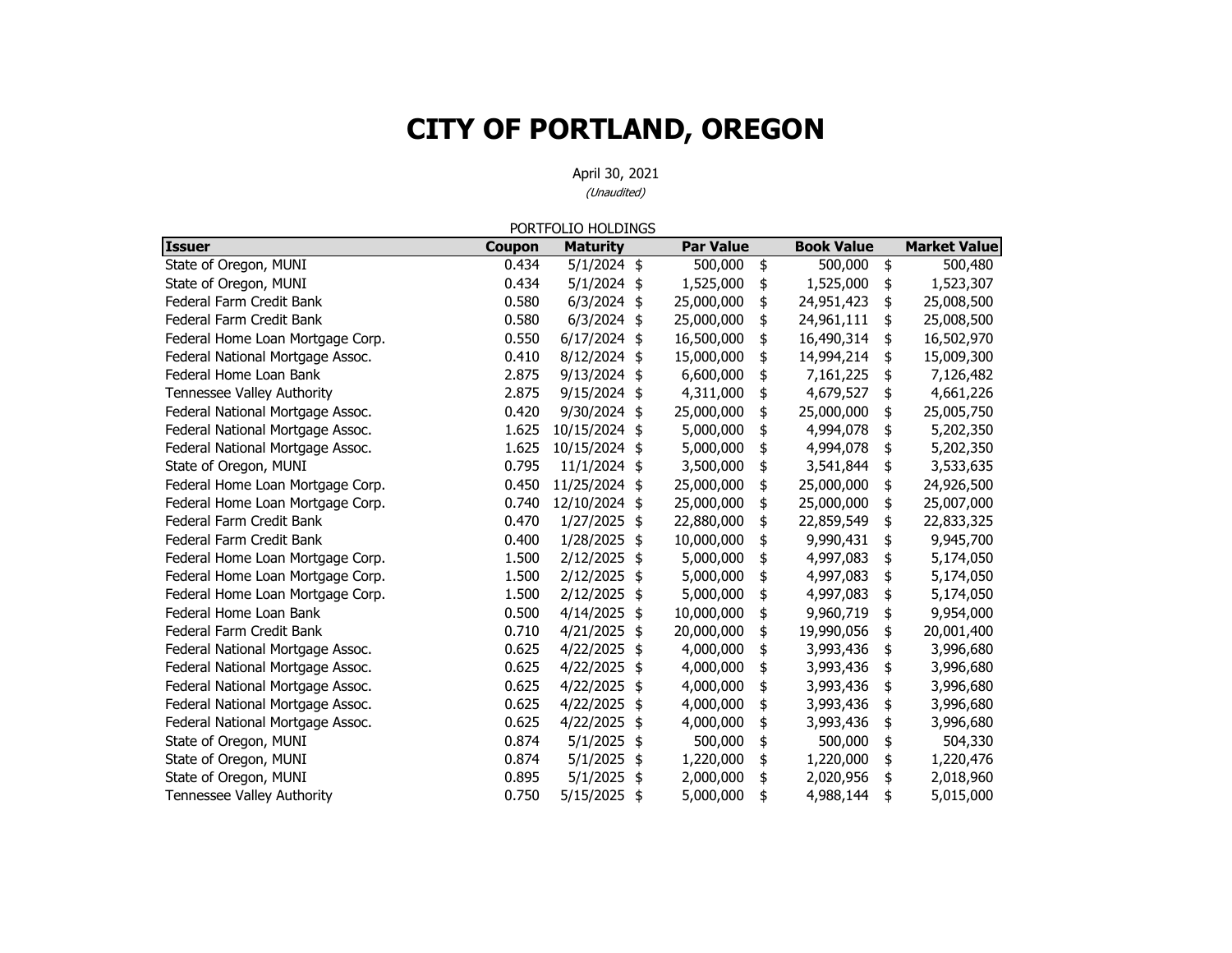# CITY OF PORTLAND, OREGON

April 30, 2021

*(Unaudited)*

PORTFOLIO HOLDINGS

| Issuer | Coupon | Maturity | Par Value | Book Value | Market Value |
|---|---|---|---|---|---|
| State of Oregon, MUNI | 0.434 | 5/1/2024 | $ 500,000 | $ 500,000 | $ 500,480 |
| State of Oregon, MUNI | 0.434 | 5/1/2024 | $ 1,525,000 | $ 1,525,000 | $ 1,523,307 |
| Federal Farm Credit Bank | 0.580 | 6/3/2024 | $ 25,000,000 | $ 24,951,423 | $ 25,008,500 |
| Federal Farm Credit Bank | 0.580 | 6/3/2024 | $ 25,000,000 | $ 24,961,111 | $ 25,008,500 |
| Federal Home Loan Mortgage Corp. | 0.550 | 6/17/2024 | $ 16,500,000 | $ 16,490,314 | $ 16,502,970 |
| Federal National Mortgage Assoc. | 0.410 | 8/12/2024 | $ 15,000,000 | $ 14,994,214 | $ 15,009,300 |
| Federal Home Loan Bank | 2.875 | 9/13/2024 | $ 6,600,000 | $ 7,161,225 | $ 7,126,482 |
| Tennessee Valley Authority | 2.875 | 9/15/2024 | $ 4,311,000 | $ 4,679,527 | $ 4,661,226 |
| Federal National Mortgage Assoc. | 0.420 | 9/30/2024 | $ 25,000,000 | $ 25,000,000 | $ 25,005,750 |
| Federal National Mortgage Assoc. | 1.625 | 10/15/2024 | $ 5,000,000 | $ 4,994,078 | $ 5,202,350 |
| Federal National Mortgage Assoc. | 1.625 | 10/15/2024 | $ 5,000,000 | $ 4,994,078 | $ 5,202,350 |
| State of Oregon, MUNI | 0.795 | 11/1/2024 | $ 3,500,000 | $ 3,541,844 | $ 3,533,635 |
| Federal Home Loan Mortgage Corp. | 0.450 | 11/25/2024 | $ 25,000,000 | $ 25,000,000 | $ 24,926,500 |
| Federal Home Loan Mortgage Corp. | 0.740 | 12/10/2024 | $ 25,000,000 | $ 25,000,000 | $ 25,007,000 |
| Federal Farm Credit Bank | 0.470 | 1/27/2025 | $ 22,880,000 | $ 22,859,549 | $ 22,833,325 |
| Federal Farm Credit Bank | 0.400 | 1/28/2025 | $ 10,000,000 | $ 9,990,431 | $ 9,945,700 |
| Federal Home Loan Mortgage Corp. | 1.500 | 2/12/2025 | $ 5,000,000 | $ 4,997,083 | $ 5,174,050 |
| Federal Home Loan Mortgage Corp. | 1.500 | 2/12/2025 | $ 5,000,000 | $ 4,997,083 | $ 5,174,050 |
| Federal Home Loan Mortgage Corp. | 1.500 | 2/12/2025 | $ 5,000,000 | $ 4,997,083 | $ 5,174,050 |
| Federal Home Loan Bank | 0.500 | 4/14/2025 | $ 10,000,000 | $ 9,960,719 | $ 9,954,000 |
| Federal Farm Credit Bank | 0.710 | 4/21/2025 | $ 20,000,000 | $ 19,990,056 | $ 20,001,400 |
| Federal National Mortgage Assoc. | 0.625 | 4/22/2025 | $ 4,000,000 | $ 3,993,436 | $ 3,996,680 |
| Federal National Mortgage Assoc. | 0.625 | 4/22/2025 | $ 4,000,000 | $ 3,993,436 | $ 3,996,680 |
| Federal National Mortgage Assoc. | 0.625 | 4/22/2025 | $ 4,000,000 | $ 3,993,436 | $ 3,996,680 |
| Federal National Mortgage Assoc. | 0.625 | 4/22/2025 | $ 4,000,000 | $ 3,993,436 | $ 3,996,680 |
| Federal National Mortgage Assoc. | 0.625 | 4/22/2025 | $ 4,000,000 | $ 3,993,436 | $ 3,996,680 |
| State of Oregon, MUNI | 0.874 | 5/1/2025 | $ 500,000 | $ 500,000 | $ 504,330 |
| State of Oregon, MUNI | 0.874 | 5/1/2025 | $ 1,220,000 | $ 1,220,000 | $ 1,220,476 |
| State of Oregon, MUNI | 0.895 | 5/1/2025 | $ 2,000,000 | $ 2,020,956 | $ 2,018,960 |
| Tennessee Valley Authority | 0.750 | 5/15/2025 | $ 5,000,000 | $ 4,988,144 | $ 5,015,000 |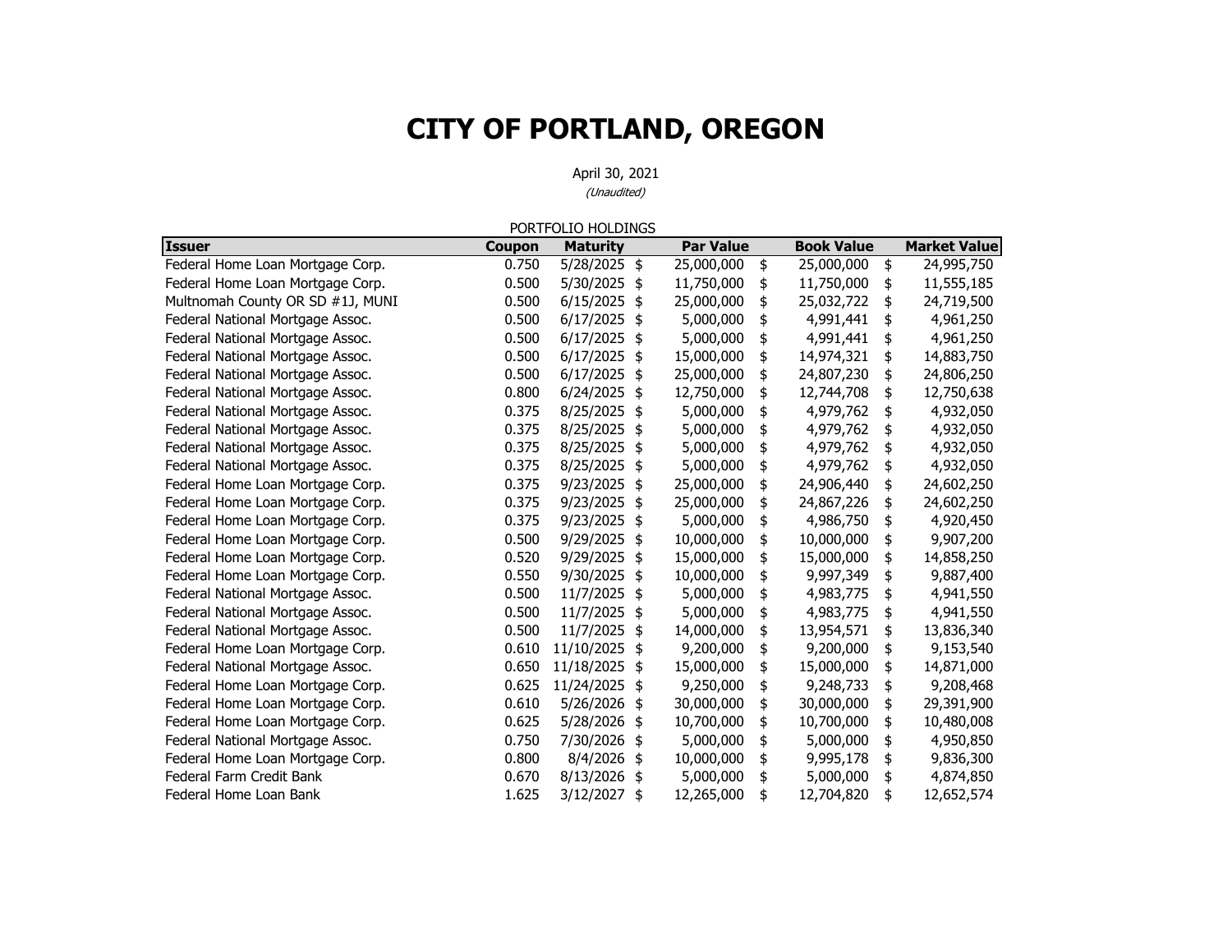# CITY OF PORTLAND, OREGON

April 30, 2021

*(Unaudited)*

PORTFOLIO HOLDINGS

| Issuer | Coupon | Maturity | Par Value | Book Value | Market Value |
|---|---|---|---|---|---|
| Federal Home Loan Mortgage Corp. | 0.750 | 5/28/2025 | $ 25,000,000 | $ 25,000,000 | $ 24,995,750 |
| Federal Home Loan Mortgage Corp. | 0.500 | 5/30/2025 | $ 11,750,000 | $ 11,750,000 | $ 11,555,185 |
| Multnomah County OR SD #1J, MUNI | 0.500 | 6/15/2025 | $ 25,000,000 | $ 25,032,722 | $ 24,719,500 |
| Federal National Mortgage Assoc. | 0.500 | 6/17/2025 | $ 5,000,000 | $ 4,991,441 | $ 4,961,250 |
| Federal National Mortgage Assoc. | 0.500 | 6/17/2025 | $ 5,000,000 | $ 4,991,441 | $ 4,961,250 |
| Federal National Mortgage Assoc. | 0.500 | 6/17/2025 | $ 15,000,000 | $ 14,974,321 | $ 14,883,750 |
| Federal National Mortgage Assoc. | 0.500 | 6/17/2025 | $ 25,000,000 | $ 24,807,230 | $ 24,806,250 |
| Federal National Mortgage Assoc. | 0.800 | 6/24/2025 | $ 12,750,000 | $ 12,744,708 | $ 12,750,638 |
| Federal National Mortgage Assoc. | 0.375 | 8/25/2025 | $ 5,000,000 | $ 4,979,762 | $ 4,932,050 |
| Federal National Mortgage Assoc. | 0.375 | 8/25/2025 | $ 5,000,000 | $ 4,979,762 | $ 4,932,050 |
| Federal National Mortgage Assoc. | 0.375 | 8/25/2025 | $ 5,000,000 | $ 4,979,762 | $ 4,932,050 |
| Federal National Mortgage Assoc. | 0.375 | 8/25/2025 | $ 5,000,000 | $ 4,979,762 | $ 4,932,050 |
| Federal Home Loan Mortgage Corp. | 0.375 | 9/23/2025 | $ 25,000,000 | $ 24,906,440 | $ 24,602,250 |
| Federal Home Loan Mortgage Corp. | 0.375 | 9/23/2025 | $ 25,000,000 | $ 24,867,226 | $ 24,602,250 |
| Federal Home Loan Mortgage Corp. | 0.375 | 9/23/2025 | $ 5,000,000 | $ 4,986,750 | $ 4,920,450 |
| Federal Home Loan Mortgage Corp. | 0.500 | 9/29/2025 | $ 10,000,000 | $ 10,000,000 | $ 9,907,200 |
| Federal Home Loan Mortgage Corp. | 0.520 | 9/29/2025 | $ 15,000,000 | $ 15,000,000 | $ 14,858,250 |
| Federal Home Loan Mortgage Corp. | 0.550 | 9/30/2025 | $ 10,000,000 | $ 9,997,349 | $ 9,887,400 |
| Federal National Mortgage Assoc. | 0.500 | 11/7/2025 | $ 5,000,000 | $ 4,983,775 | $ 4,941,550 |
| Federal National Mortgage Assoc. | 0.500 | 11/7/2025 | $ 5,000,000 | $ 4,983,775 | $ 4,941,550 |
| Federal National Mortgage Assoc. | 0.500 | 11/7/2025 | $ 14,000,000 | $ 13,954,571 | $ 13,836,340 |
| Federal Home Loan Mortgage Corp. | 0.610 | 11/10/2025 | $ 9,200,000 | $ 9,200,000 | $ 9,153,540 |
| Federal National Mortgage Assoc. | 0.650 | 11/18/2025 | $ 15,000,000 | $ 15,000,000 | $ 14,871,000 |
| Federal Home Loan Mortgage Corp. | 0.625 | 11/24/2025 | $ 9,250,000 | $ 9,248,733 | $ 9,208,468 |
| Federal Home Loan Mortgage Corp. | 0.610 | 5/26/2026 | $ 30,000,000 | $ 30,000,000 | $ 29,391,900 |
| Federal Home Loan Mortgage Corp. | 0.625 | 5/28/2026 | $ 10,700,000 | $ 10,700,000 | $ 10,480,008 |
| Federal National Mortgage Assoc. | 0.750 | 7/30/2026 | $ 5,000,000 | $ 5,000,000 | $ 4,950,850 |
| Federal Home Loan Mortgage Corp. | 0.800 | 8/4/2026 | $ 10,000,000 | $ 9,995,178 | $ 9,836,300 |
| Federal Farm Credit Bank | 0.670 | 8/13/2026 | $ 5,000,000 | $ 5,000,000 | $ 4,874,850 |
| Federal Home Loan Bank | 1.625 | 3/12/2027 | $ 12,265,000 | $ 12,704,820 | $ 12,652,574 |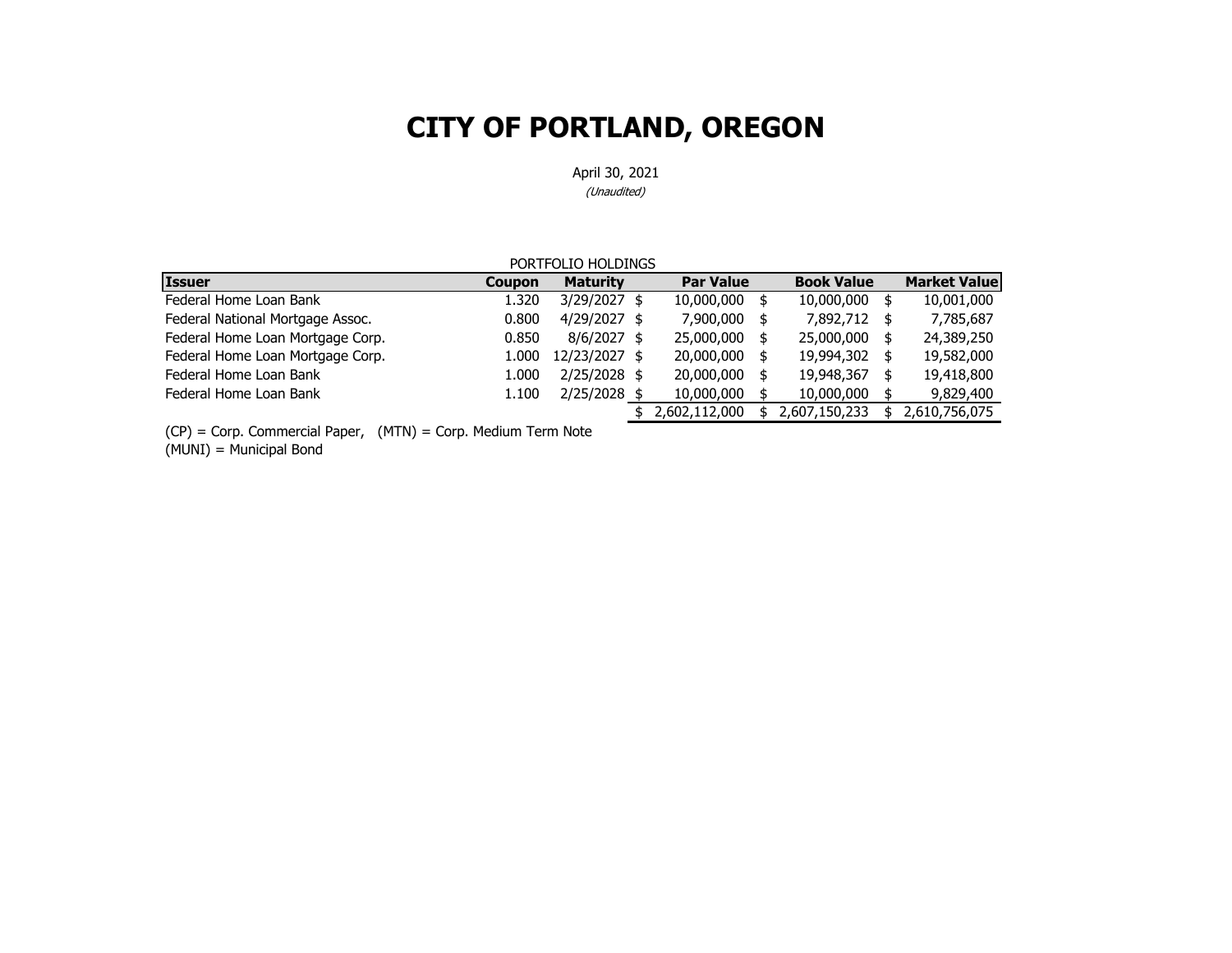# CITY OF PORTLAND, OREGON

April 30, 2021

*(Unaudited)*

PORTFOLIO HOLDINGS

| Issuer | Coupon | Maturity | Par Value | Book Value | Market Value |
|---|---|---|---|---|---|
| Federal Home Loan Bank | 1.320 | 3/29/2027 | $ 10,000,000 | $ 10,000,000 | $ 10,001,000 |
| Federal National Mortgage Assoc. | 0.800 | 4/29/2027 | $ 7,900,000 | $ 7,892,712 | $ 7,785,687 |
| Federal Home Loan Mortgage Corp. | 0.850 | 8/6/2027 | $ 25,000,000 | $ 25,000,000 | $ 24,389,250 |
| Federal Home Loan Mortgage Corp. | 1.000 | 12/23/2027 | $ 20,000,000 | $ 19,994,302 | $ 19,582,000 |
| Federal Home Loan Bank | 1.000 | 2/25/2028 | $ 20,000,000 | $ 19,948,367 | $ 19,418,800 |
| Federal Home Loan Bank | 1.100 | 2/25/2028 | $ 10,000,000 | $ 10,000,000 | $ 9,829,400 |
| | | | $ 2,602,112,000 | $ 2,607,150,233 | $ 2,610,756,075 |

(CP) = Corp. Commercial Paper, (MTN) = Corp. Medium Term Note
(MUNI) = Municipal Bond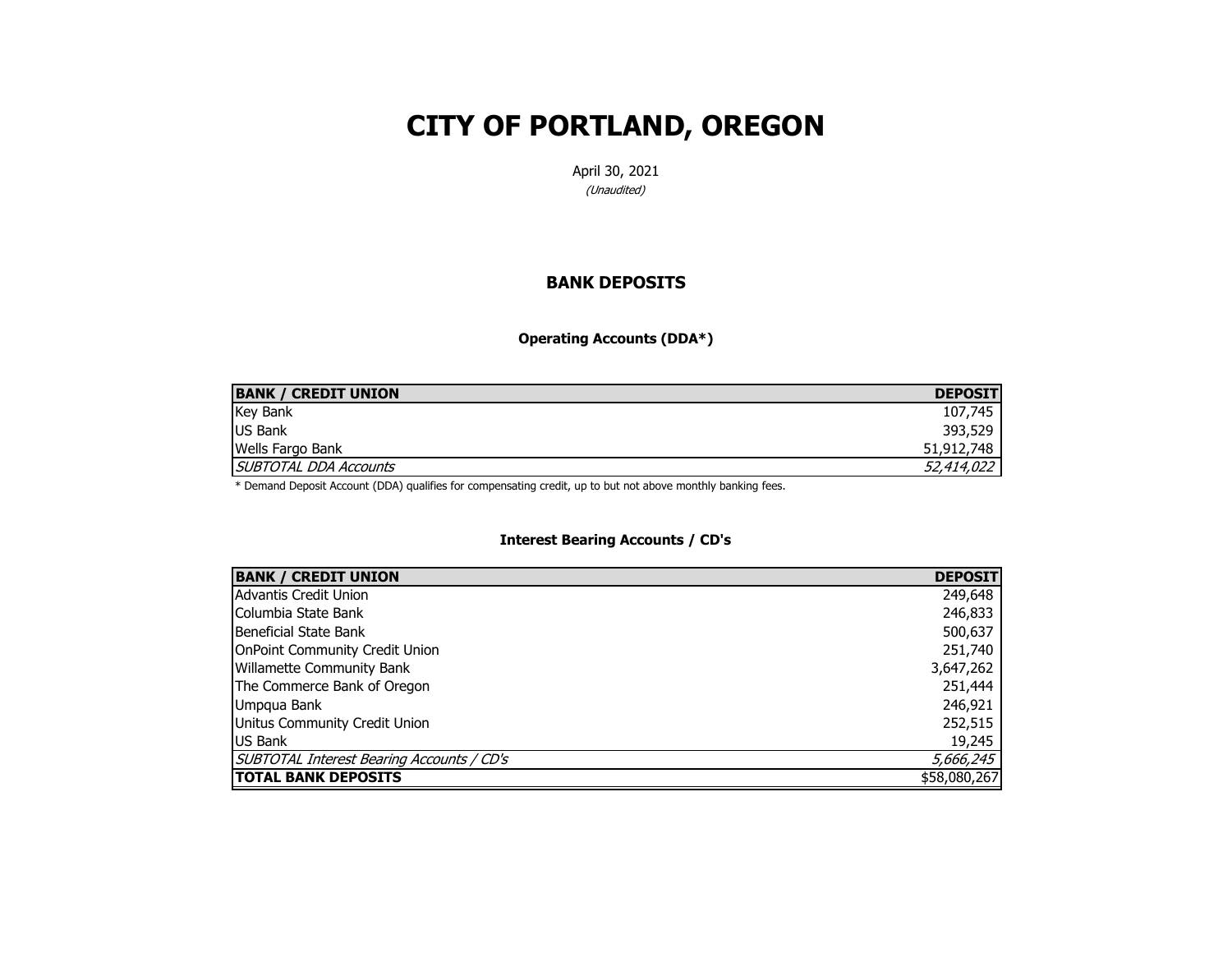# CITY OF PORTLAND, OREGON

April 30, 2021

*(Unaudited)*

## BANK DEPOSITS

### Operating Accounts (DDA*)

| BANK / CREDIT UNION | DEPOSIT |
|---|---:|
| Key Bank | 107,745 |
| US Bank | 393,529 |
| Wells Fargo Bank | 51,912,748 |
| *SUBTOTAL DDA Accounts* | *52,414,022* |

* Demand Deposit Account (DDA) qualifies for compensating credit, up to but not above monthly banking fees.

### Interest Bearing Accounts / CD's

| BANK / CREDIT UNION | DEPOSIT |
|---|---:|
| Advantis Credit Union | 249,648 |
| Columbia State Bank | 246,833 |
| Beneficial State Bank | 500,637 |
| OnPoint Community Credit Union | 251,740 |
| Willamette Community Bank | 3,647,262 |
| The Commerce Bank of Oregon | 251,444 |
| Umpqua Bank | 246,921 |
| Unitus Community Credit Union | 252,515 |
| US Bank | 19,245 |
| *SUBTOTAL Interest Bearing Accounts / CD's* | *5,666,245* |
| **TOTAL BANK DEPOSITS** | $58,080,267 |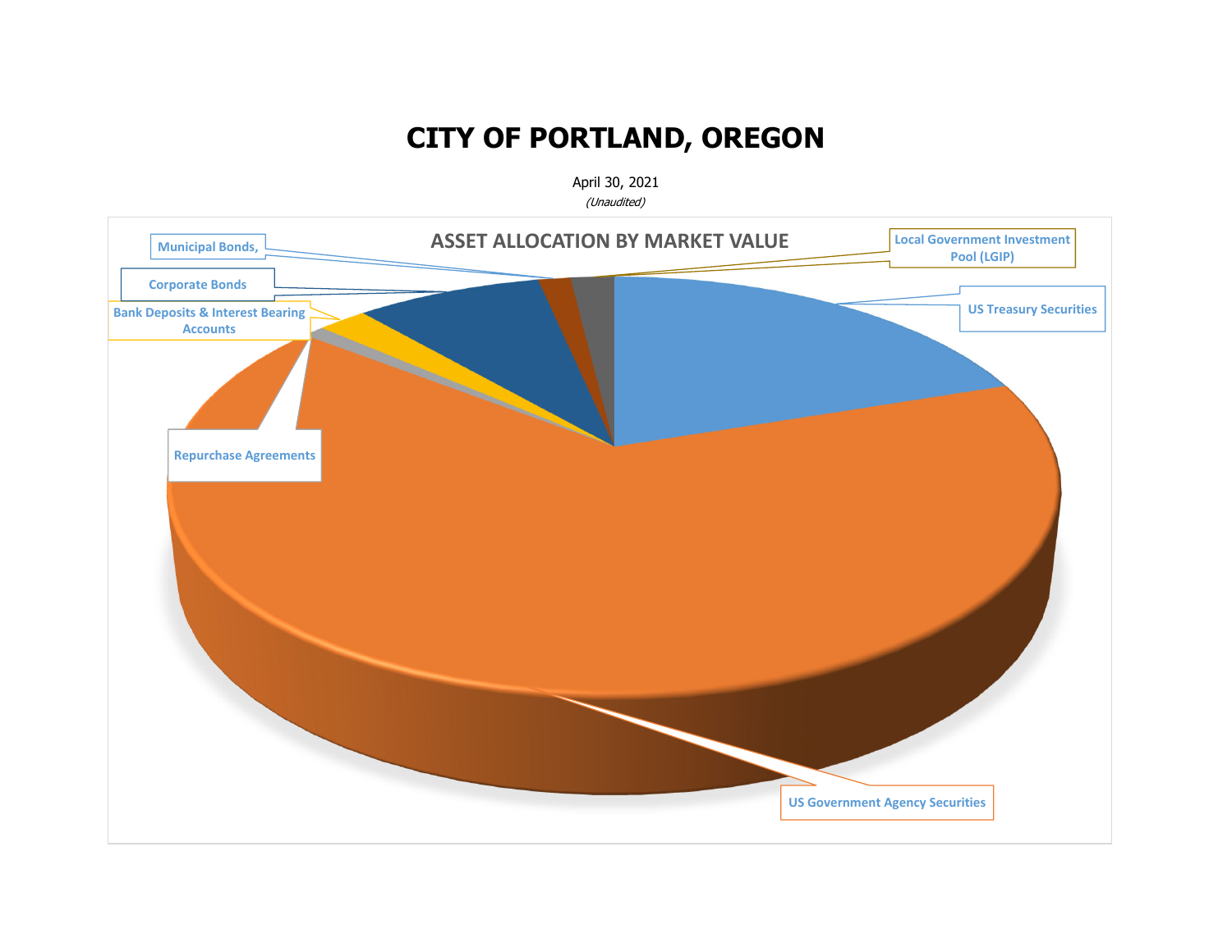# CITY OF PORTLAND, OREGON

April 30, 2021

*(Unaudited)*

ASSET ALLOCATION BY MARKET VALUE

Municipal Bonds,

Corporate Bonds

Bank Deposits & Interest Bearing Accounts

Repurchase Agreements

Local Government Investment Pool (LGIP)

US Treasury Securities

US Government Agency Securities